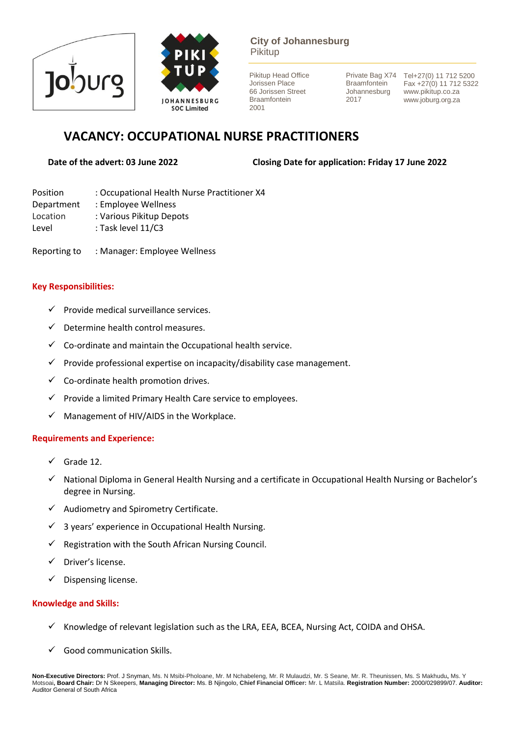City of Johannesburg
Pikitup

Pikitup Head Office
Jorissen Place
66 Jorissen Street
Braamfontein
2001

Private Bag X74
Braamfontein
Johannesburg
2017

Tel+27(0) 11 712 5200
Fax +27(0) 11 712 5322
www.pikitup.co.za
www.joburg.org.za

# VACANCY: OCCUPATIONAL NURSE PRACTITIONERS

**Date of the advert: 03 June 2022** **Closing Date for application: Friday 17 June 2022**

Position : Occupational Health Nurse Practitioner X4
Department : Employee Wellness
Location : Various Pikitup Depots
Level : Task level 11/C3

Reporting to : Manager: Employee Wellness

## Key Responsibilities:

- ✓ Provide medical surveillance services.
- ✓ Determine health control measures.
- ✓ Co-ordinate and maintain the Occupational health service.
- ✓ Provide professional expertise on incapacity/disability case management.
- ✓ Co-ordinate health promotion drives.
- ✓ Provide a limited Primary Health Care service to employees.
- ✓ Management of HIV/AIDS in the Workplace.

## Requirements and Experience:

- ✓ Grade 12.
- ✓ National Diploma in General Health Nursing and a certificate in Occupational Health Nursing or Bachelor's degree in Nursing.
- ✓ Audiometry and Spirometry Certificate.
- ✓ 3 years' experience in Occupational Health Nursing.
- ✓ Registration with the South African Nursing Council.
- ✓ Driver's license.
- ✓ Dispensing license.

## Knowledge and Skills:

- ✓ Knowledge of relevant legislation such as the LRA, EEA, BCEA, Nursing Act, COIDA and OHSA.
- ✓ Good communication Skills.

**Non-Executive Directors:** Prof. J Snyman, Ms. N Msibi-Pholoane, Mr. M Nchabeleng, Mr. R Mulaudzi, Mr. S Seane, Mr. R. Theunissen, Ms. S Makhudu**,** Ms. Y Motsoai**, Board Chair:** Dr N Skeepers, **Managing Director:** Ms. B Njingolo, **Chief Financial Officer:** Mr. L Matsila. **Registration Number:** 2000/029899/07. **Auditor:** Auditor General of South Africa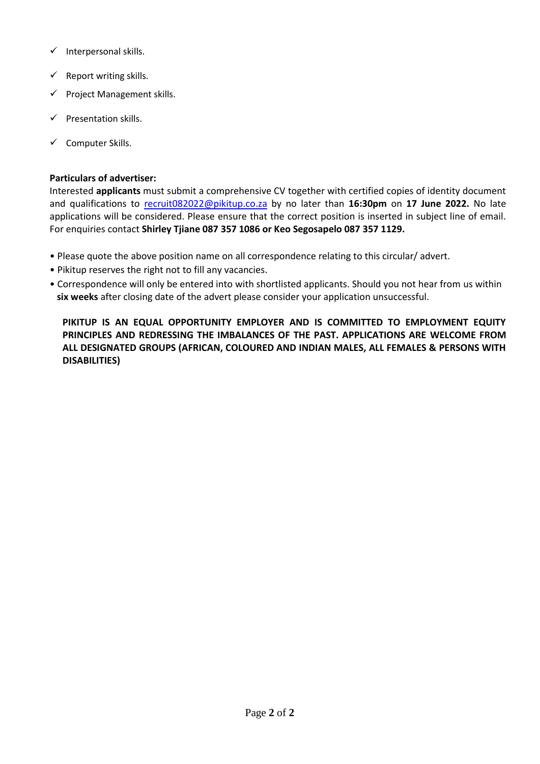- ✓ Interpersonal skills.
- ✓ Report writing skills.
- ✓ Project Management skills.
- ✓ Presentation skills.
- ✓ Computer Skills.

**Particulars of advertiser:**

Interested **applicants** must submit a comprehensive CV together with certified copies of identity document and qualifications to recruit082022@pikitup.co.za by no later than **16:30pm** on **17 June 2022.** No late applications will be considered. Please ensure that the correct position is inserted in subject line of email. For enquiries contact **Shirley Tjiane 087 357 1086 or Keo Segosapelo 087 357 1129.**

- Please quote the above position name on all correspondence relating to this circular/ advert.
- Pikitup reserves the right not to fill any vacancies.
- Correspondence will only be entered into with shortlisted applicants. Should you not hear from us within **six weeks** after closing date of the advert please consider your application unsuccessful.

**PIKITUP IS AN EQUAL OPPORTUNITY EMPLOYER AND IS COMMITTED TO EMPLOYMENT EQUITY PRINCIPLES AND REDRESSING THE IMBALANCES OF THE PAST. APPLICATIONS ARE WELCOME FROM ALL DESIGNATED GROUPS (AFRICAN, COLOURED AND INDIAN MALES, ALL FEMALES & PERSONS WITH DISABILITIES)**